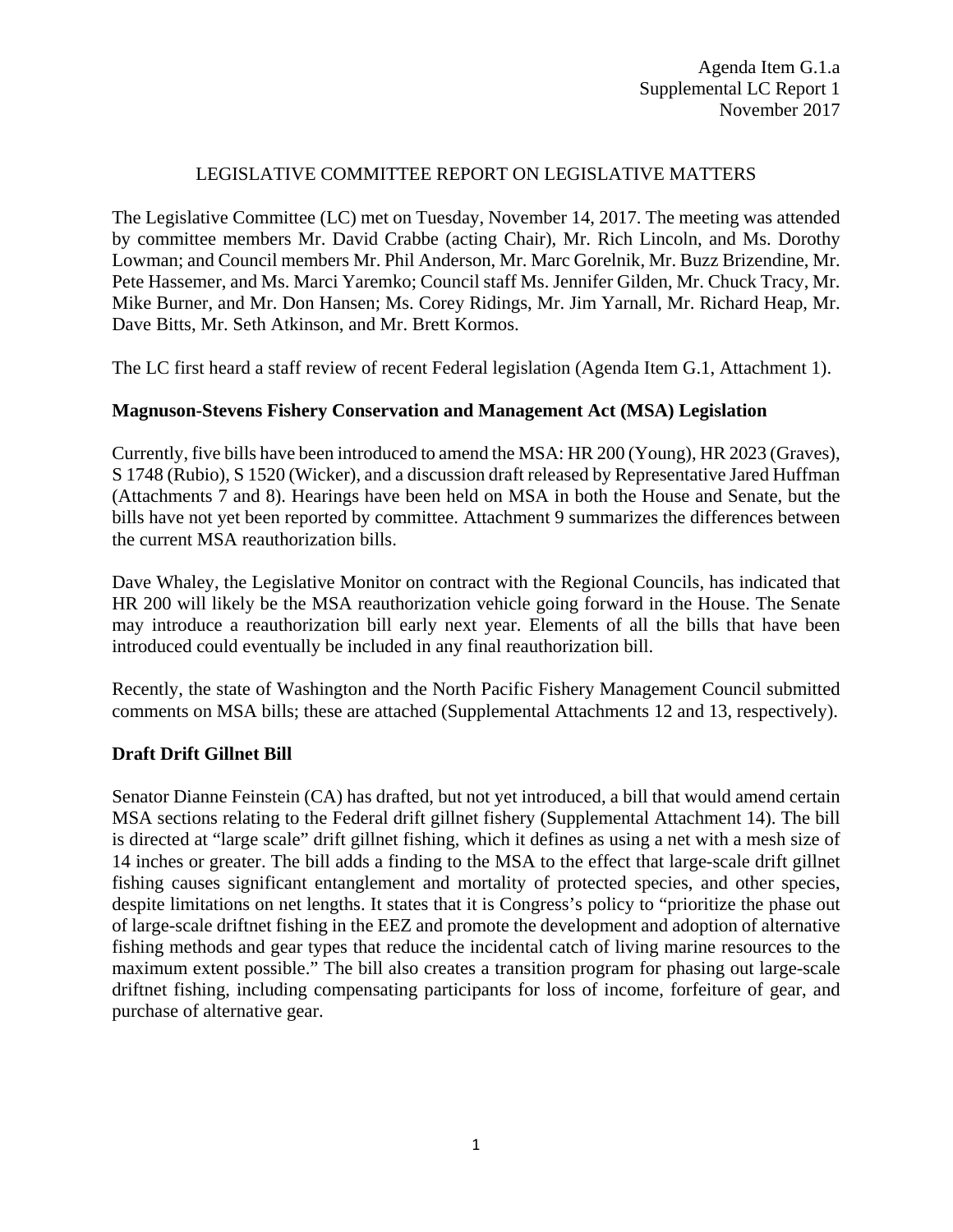Agenda Item G.1.a
Supplemental LC Report 1
November 2017

# LEGISLATIVE COMMITTEE REPORT ON LEGISLATIVE MATTERS

The Legislative Committee (LC) met on Tuesday, November 14, 2017. The meeting was attended by committee members Mr. David Crabbe (acting Chair), Mr. Rich Lincoln, and Ms. Dorothy Lowman; and Council members Mr. Phil Anderson, Mr. Marc Gorelnik, Mr. Buzz Brizendine, Mr. Pete Hassemer, and Ms. Marci Yaremko; Council staff Ms. Jennifer Gilden, Mr. Chuck Tracy, Mr. Mike Burner, and Mr. Don Hansen; Ms. Corey Ridings, Mr. Jim Yarnall, Mr. Richard Heap, Mr. Dave Bitts, Mr. Seth Atkinson, and Mr. Brett Kormos.

The LC first heard a staff review of recent Federal legislation (Agenda Item G.1, Attachment 1).

## Magnuson-Stevens Fishery Conservation and Management Act (MSA) Legislation

Currently, five bills have been introduced to amend the MSA: HR 200 (Young), HR 2023 (Graves), S 1748 (Rubio), S 1520 (Wicker), and a discussion draft released by Representative Jared Huffman (Attachments 7 and 8). Hearings have been held on MSA in both the House and Senate, but the bills have not yet been reported by committee. Attachment 9 summarizes the differences between the current MSA reauthorization bills.

Dave Whaley, the Legislative Monitor on contract with the Regional Councils, has indicated that HR 200 will likely be the MSA reauthorization vehicle going forward in the House. The Senate may introduce a reauthorization bill early next year. Elements of all the bills that have been introduced could eventually be included in any final reauthorization bill.

Recently, the state of Washington and the North Pacific Fishery Management Council submitted comments on MSA bills; these are attached (Supplemental Attachments 12 and 13, respectively).

## Draft Drift Gillnet Bill

Senator Dianne Feinstein (CA) has drafted, but not yet introduced, a bill that would amend certain MSA sections relating to the Federal drift gillnet fishery (Supplemental Attachment 14). The bill is directed at "large scale" drift gillnet fishing, which it defines as using a net with a mesh size of 14 inches or greater. The bill adds a finding to the MSA to the effect that large-scale drift gillnet fishing causes significant entanglement and mortality of protected species, and other species, despite limitations on net lengths. It states that it is Congress's policy to "prioritize the phase out of large-scale driftnet fishing in the EEZ and promote the development and adoption of alternative fishing methods and gear types that reduce the incidental catch of living marine resources to the maximum extent possible." The bill also creates a transition program for phasing out large-scale driftnet fishing, including compensating participants for loss of income, forfeiture of gear, and purchase of alternative gear.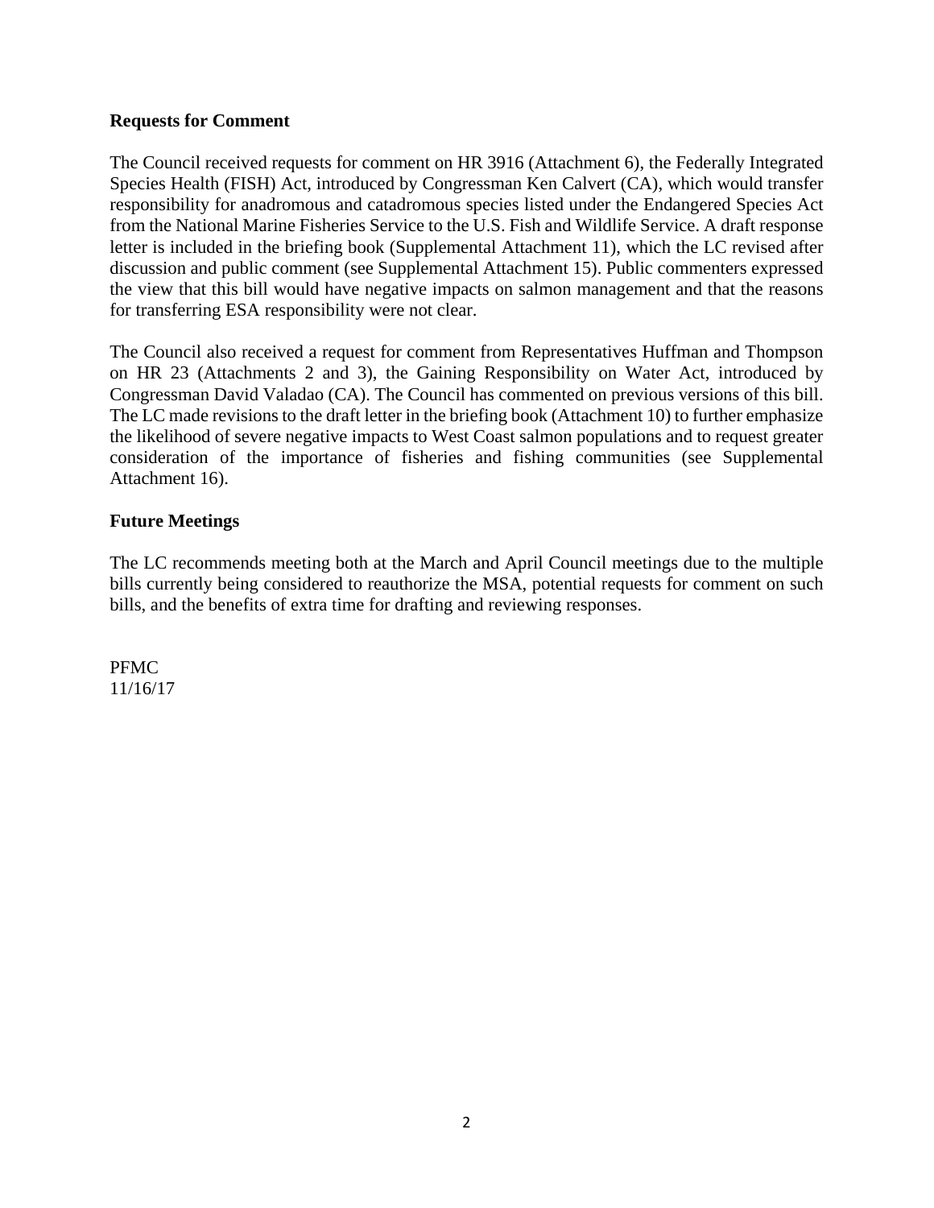**Requests for Comment**

The Council received requests for comment on HR 3916 (Attachment 6), the Federally Integrated Species Health (FISH) Act, introduced by Congressman Ken Calvert (CA), which would transfer responsibility for anadromous and catadromous species listed under the Endangered Species Act from the National Marine Fisheries Service to the U.S. Fish and Wildlife Service. A draft response letter is included in the briefing book (Supplemental Attachment 11), which the LC revised after discussion and public comment (see Supplemental Attachment 15). Public commenters expressed the view that this bill would have negative impacts on salmon management and that the reasons for transferring ESA responsibility were not clear.

The Council also received a request for comment from Representatives Huffman and Thompson on HR 23 (Attachments 2 and 3), the Gaining Responsibility on Water Act, introduced by Congressman David Valadao (CA). The Council has commented on previous versions of this bill. The LC made revisions to the draft letter in the briefing book (Attachment 10) to further emphasize the likelihood of severe negative impacts to West Coast salmon populations and to request greater consideration of the importance of fisheries and fishing communities (see Supplemental Attachment 16).

**Future Meetings**

The LC recommends meeting both at the March and April Council meetings due to the multiple bills currently being considered to reauthorize the MSA, potential requests for comment on such bills, and the benefits of extra time for drafting and reviewing responses.

PFMC
11/16/17